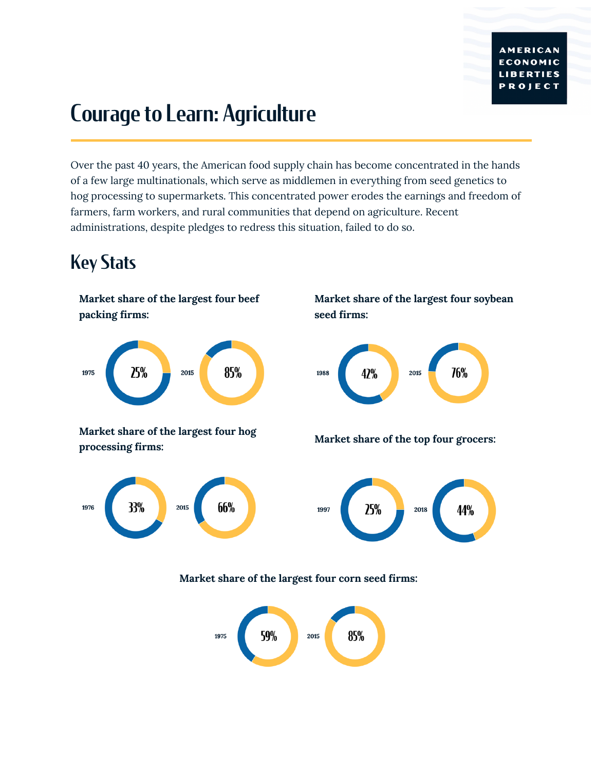AMERICAN ECONOMIC LIBERTIES PROJECT

# Courage to Learn: Agriculture

Over the past 40 years, the American food supply chain has become concentrated in the hands of a few large multinationals, which serve as middlemen in everything from seed genetics to hog processing to supermarkets. This concentrated power erodes the earnings and freedom of farmers, farm workers, and rural communities that depend on agriculture. Recent administrations, despite pledges to redress this situation, failed to do so.

## Key Stats

**Market share of the largest four beef packing firms:**

1975: 25%

2015: 85%

**Market share of the largest four soybean seed firms:**

1988: 42%

2015: 76%

**Market share of the largest four hog processing firms:**

1976: 33%

2015: 66%

**Market share of the top four grocers:**

1997: 25%

2018: 44%

**Market share of the largest four corn seed firms:**

1975: 59%

2015: 85%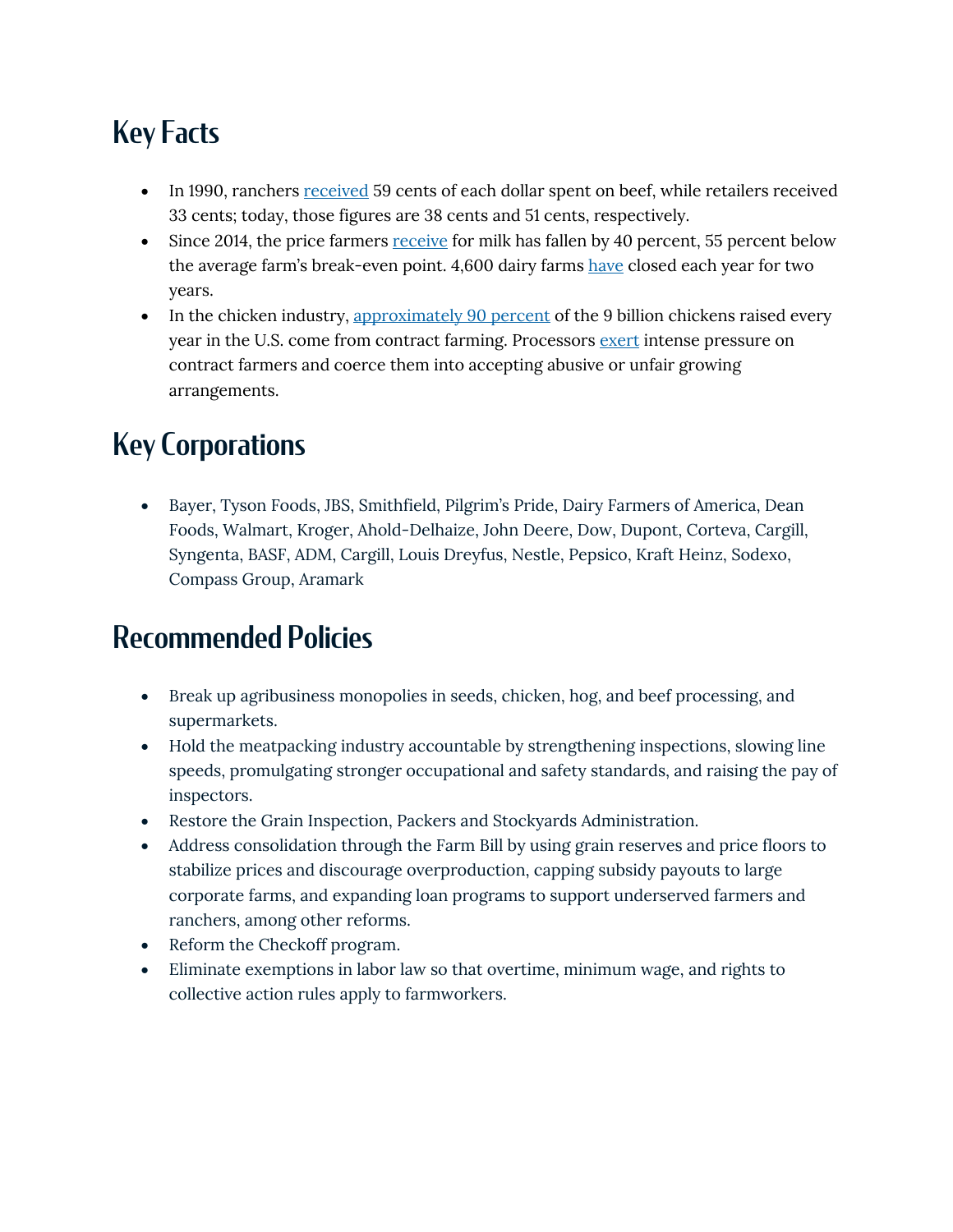## Key Facts

- In 1990, ranchers received 59 cents of each dollar spent on beef, while retailers received 33 cents; today, those figures are 38 cents and 51 cents, respectively.
- Since 2014, the price farmers receive for milk has fallen by 40 percent, 55 percent below the average farm's break-even point. 4,600 dairy farms have closed each year for two years.
- In the chicken industry, approximately 90 percent of the 9 billion chickens raised every year in the U.S. come from contract farming. Processors exert intense pressure on contract farmers and coerce them into accepting abusive or unfair growing arrangements.

## Key Corporations

- Bayer, Tyson Foods, JBS, Smithfield, Pilgrim's Pride, Dairy Farmers of America, Dean Foods, Walmart, Kroger, Ahold-Delhaize, John Deere, Dow, Dupont, Corteva, Cargill, Syngenta, BASF, ADM, Cargill, Louis Dreyfus, Nestle, Pepsico, Kraft Heinz, Sodexo, Compass Group, Aramark

## Recommended Policies

- Break up agribusiness monopolies in seeds, chicken, hog, and beef processing, and supermarkets.
- Hold the meatpacking industry accountable by strengthening inspections, slowing line speeds, promulgating stronger occupational and safety standards, and raising the pay of inspectors.
- Restore the Grain Inspection, Packers and Stockyards Administration.
- Address consolidation through the Farm Bill by using grain reserves and price floors to stabilize prices and discourage overproduction, capping subsidy payouts to large corporate farms, and expanding loan programs to support underserved farmers and ranchers, among other reforms.
- Reform the Checkoff program.
- Eliminate exemptions in labor law so that overtime, minimum wage, and rights to collective action rules apply to farmworkers.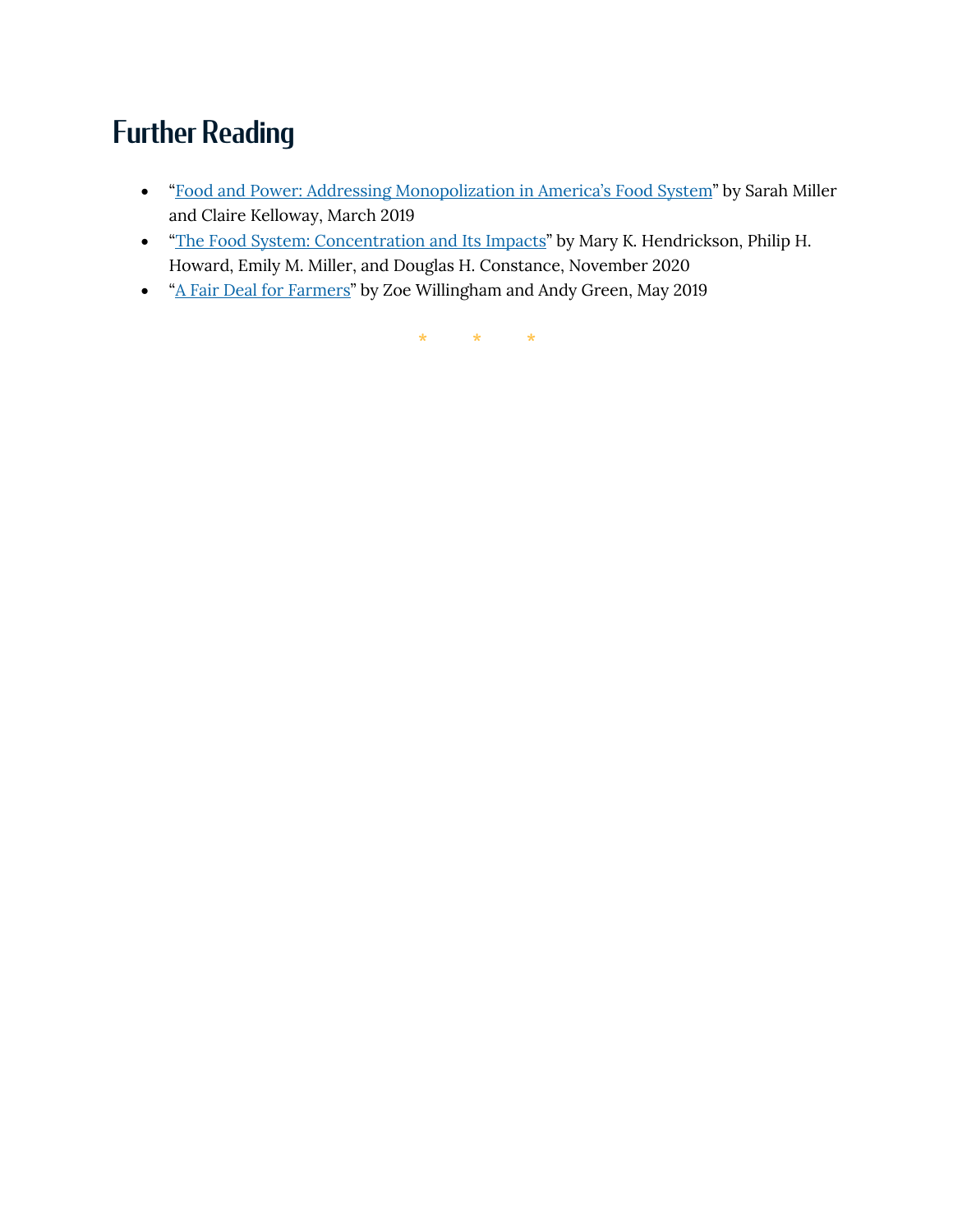## Further Reading

- "Food and Power: Addressing Monopolization in America's Food System" by Sarah Miller and Claire Kelloway, March 2019
- "The Food System: Concentration and Its Impacts" by Mary K. Hendrickson, Philip H. Howard, Emily M. Miller, and Douglas H. Constance, November 2020
- "A Fair Deal for Farmers" by Zoe Willingham and Andy Green, May 2019

* * *